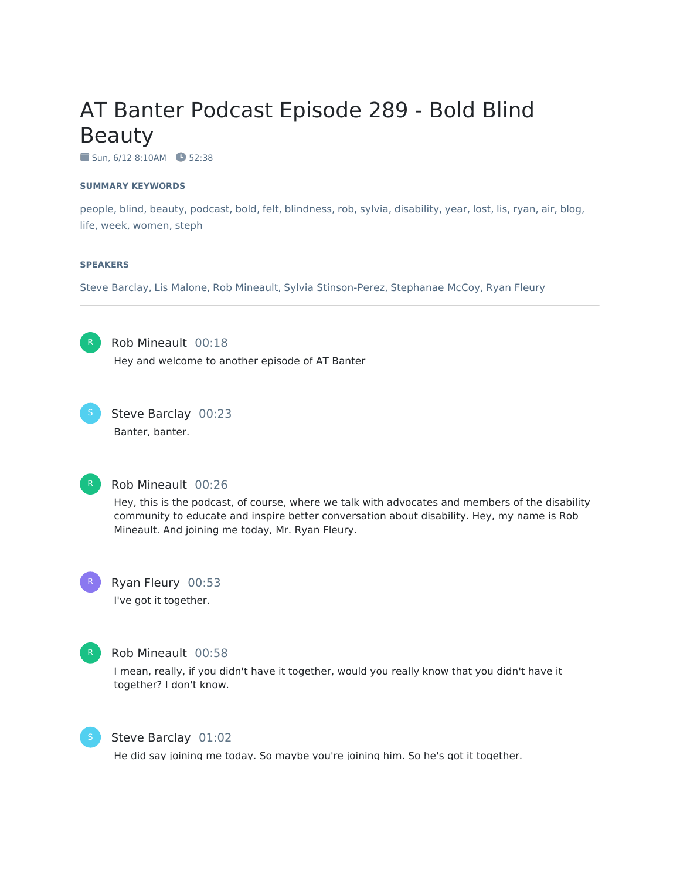# AT Banter Podcast Episode 289 - Bold Blind Beauty

Sun, 6/12 8:10AM  52:38

### SUMMARY KEYWORDS

people, blind, beauty, podcast, bold, felt, blindness, rob, sylvia, disability, year, lost, lis, ryan, air, blog, life, week, women, steph

### SPEAKERS

Steve Barclay, Lis Malone, Rob Mineault, Sylvia Stinson-Perez, Stephanae McCoy, Ryan Fleury

---

**Rob Mineault** 00:18
Hey and welcome to another episode of AT Banter

**Steve Barclay** 00:23
Banter, banter.

**Rob Mineault** 00:26
Hey, this is the podcast, of course, where we talk with advocates and members of the disability community to educate and inspire better conversation about disability. Hey, my name is Rob Mineault. And joining me today, Mr. Ryan Fleury.

**Ryan Fleury** 00:53
I've got it together.

**Rob Mineault** 00:58
I mean, really, if you didn't have it together, would you really know that you didn't have it together? I don't know.

**Steve Barclay** 01:02
He did say joining me today. So maybe you're joining him. So he's got it together.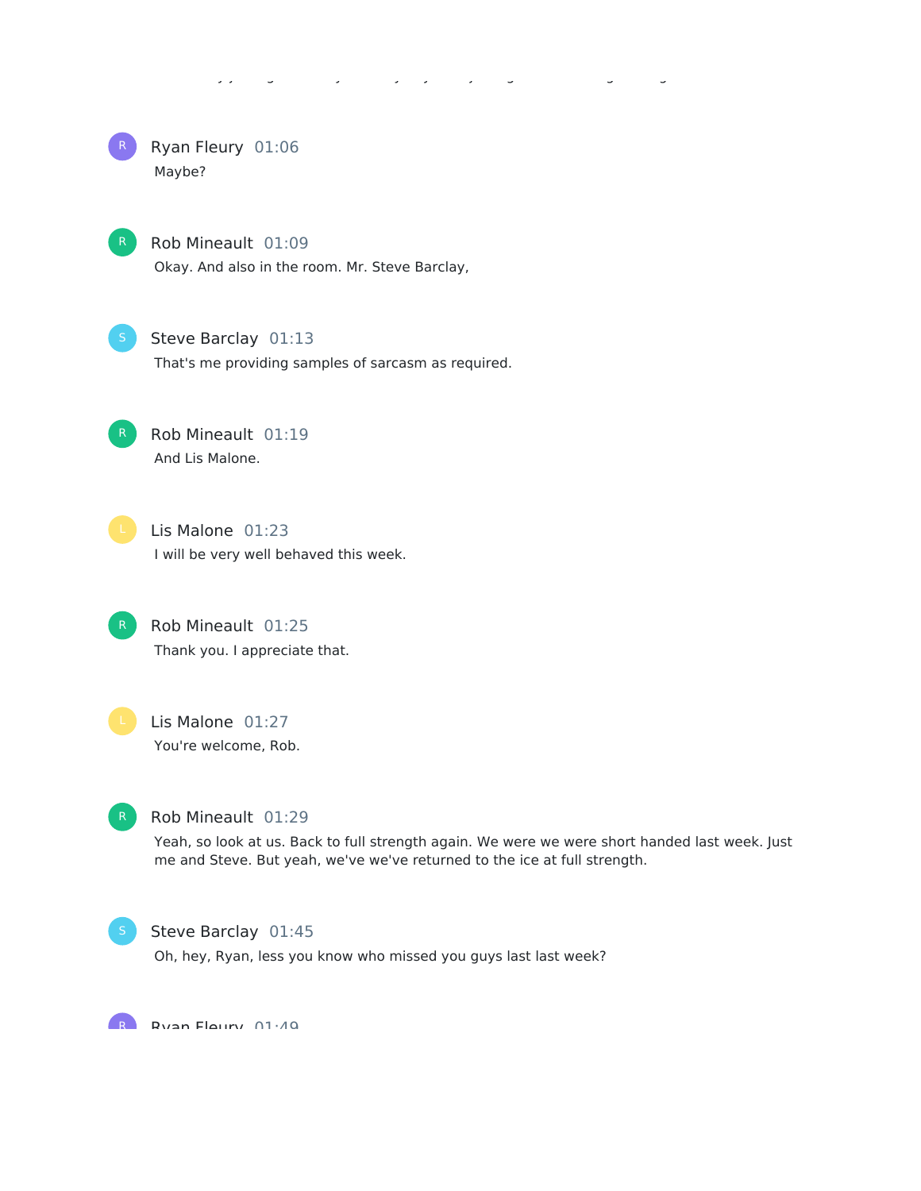**Ryan Fleury** 01:06

Maybe?

**Rob Mineault** 01:09

Okay. And also in the room. Mr. Steve Barclay,

**Steve Barclay** 01:13

That's me providing samples of sarcasm as required.

**Rob Mineault** 01:19

And Lis Malone.

**Lis Malone** 01:23

I will be very well behaved this week.

**Rob Mineault** 01:25

Thank you. I appreciate that.

**Lis Malone** 01:27

You're welcome, Rob.

**Rob Mineault** 01:29

Yeah, so look at us. Back to full strength again. We were we were short handed last week. Just me and Steve. But yeah, we've we've returned to the ice at full strength.

**Steve Barclay** 01:45

Oh, hey, Ryan, less you know who missed you guys last last week?

**Ryan Fleury** 01:49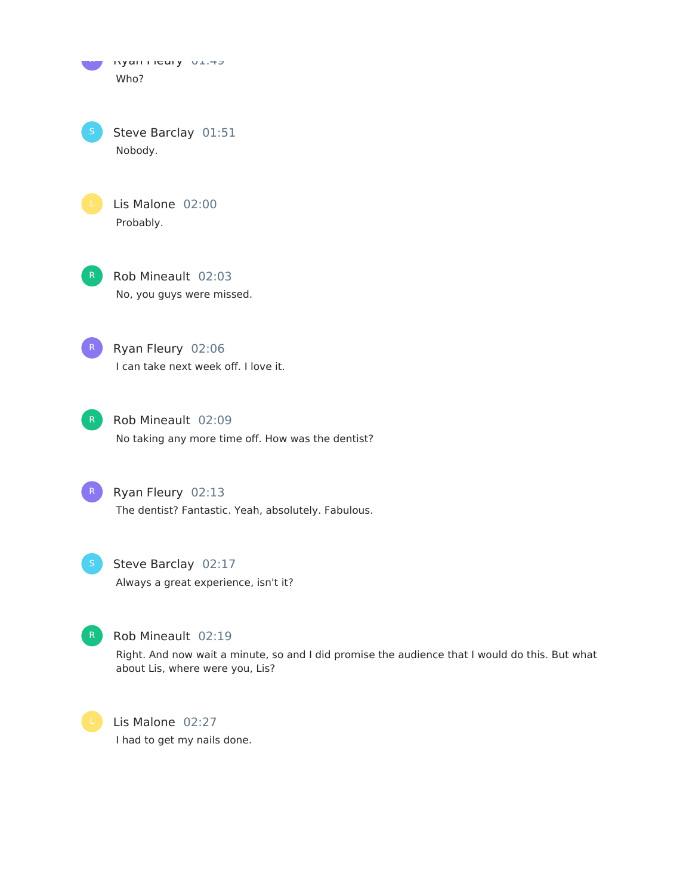Ryan Fleury 01:49
Who?

Steve Barclay 01:51
Nobody.

Lis Malone 02:00
Probably.

Rob Mineault 02:03
No, you guys were missed.

Ryan Fleury 02:06
I can take next week off. I love it.

Rob Mineault 02:09
No taking any more time off. How was the dentist?

Ryan Fleury 02:13
The dentist? Fantastic. Yeah, absolutely. Fabulous.

Steve Barclay 02:17
Always a great experience, isn't it?

Rob Mineault 02:19
Right. And now wait a minute, so and I did promise the audience that I would do this. But what about Lis, where were you, Lis?

Lis Malone 02:27
I had to get my nails done.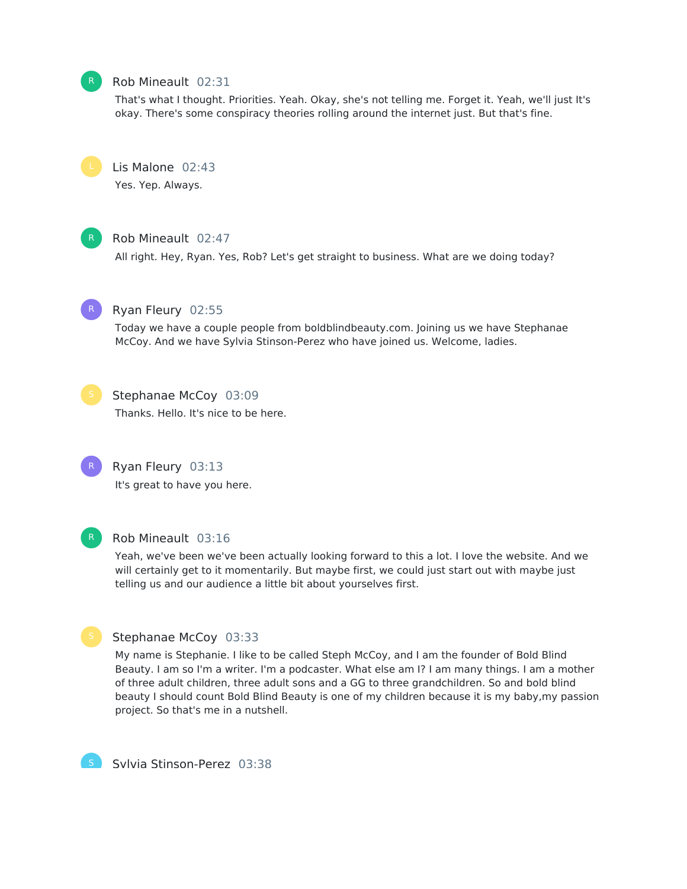**Rob Mineault** 02:31

That's what I thought. Priorities. Yeah. Okay, she's not telling me. Forget it. Yeah, we'll just It's okay. There's some conspiracy theories rolling around the internet just. But that's fine.

**Lis Malone** 02:43

Yes. Yep. Always.

**Rob Mineault** 02:47

All right. Hey, Ryan. Yes, Rob? Let's get straight to business. What are we doing today?

**Ryan Fleury** 02:55

Today we have a couple people from boldblindbeauty.com. Joining us we have Stephanae McCoy. And we have Sylvia Stinson-Perez who have joined us. Welcome, ladies.

**Stephanae McCoy** 03:09

Thanks. Hello. It's nice to be here.

**Ryan Fleury** 03:13

It's great to have you here.

**Rob Mineault** 03:16

Yeah, we've been we've been actually looking forward to this a lot. I love the website. And we will certainly get to it momentarily. But maybe first, we could just start out with maybe just telling us and our audience a little bit about yourselves first.

**Stephanae McCoy** 03:33

My name is Stephanie. I like to be called Steph McCoy, and I am the founder of Bold Blind Beauty. I am so I'm a writer. I'm a podcaster. What else am I? I am many things. I am a mother of three adult children, three adult sons and a GG to three grandchildren. So and bold blind beauty I should count Bold Blind Beauty is one of my children because it is my baby,my passion project. So that's me in a nutshell.

**Sylvia Stinson-Perez** 03:38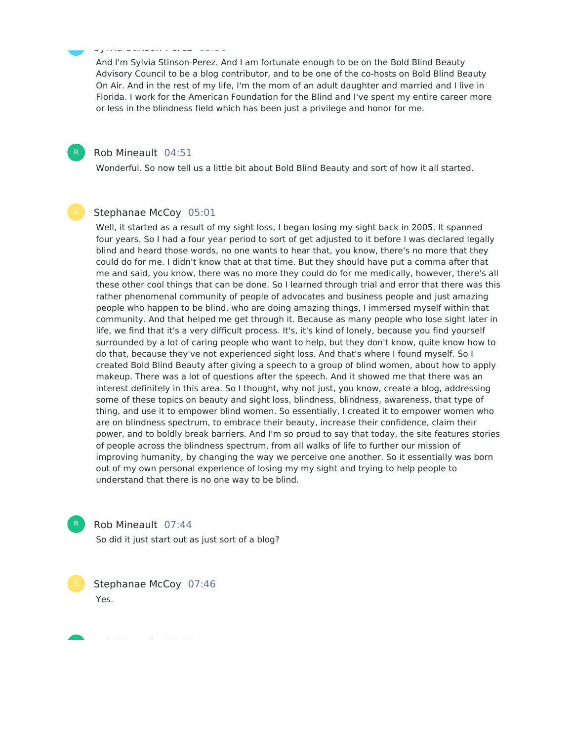And I'm Sylvia Stinson-Perez. And I am fortunate enough to be on the Bold Blind Beauty Advisory Council to be a blog contributor, and to be one of the co-hosts on Bold Blind Beauty On Air. And in the rest of my life, I'm the mom of an adult daughter and married and I live in Florida. I work for the American Foundation for the Blind and I've spent my entire career more or less in the blindness field which has been just a privilege and honor for me.

Rob Mineault 04:51

Wonderful. So now tell us a little bit about Bold Blind Beauty and sort of how it all started.

Stephanae McCoy 05:01

Well, it started as a result of my sight loss, I began losing my sight back in 2005. It spanned four years. So I had a four year period to sort of get adjusted to it before I was declared legally blind and heard those words, no one wants to hear that, you know, there's no more that they could do for me. I didn't know that at that time. But they should have put a comma after that me and said, you know, there was no more they could do for me medically, however, there's all these other cool things that can be done. So I learned through trial and error that there was this rather phenomenal community of people of advocates and business people and just amazing people who happen to be blind, who are doing amazing things, I immersed myself within that community. And that helped me get through it. Because as many people who lose sight later in life, we find that it's a very difficult process. It's, it's kind of lonely, because you find yourself surrounded by a lot of caring people who want to help, but they don't know, quite know how to do that, because they've not experienced sight loss. And that's where I found myself. So I created Bold Blind Beauty after giving a speech to a group of blind women, about how to apply makeup. There was a lot of questions after the speech. And it showed me that there was an interest definitely in this area. So I thought, why not just, you know, create a blog, addressing some of these topics on beauty and sight loss, blindness, blindness, awareness, that type of thing, and use it to empower blind women. So essentially, I created it to empower women who are on blindness spectrum, to embrace their beauty, increase their confidence, claim their power, and to boldly break barriers. And I'm so proud to say that today, the site features stories of people across the blindness spectrum, from all walks of life to further our mission of improving humanity, by changing the way we perceive one another. So it essentially was born out of my own personal experience of losing my my sight and trying to help people to understand that there is no one way to be blind.

Rob Mineault 07:44

So did it just start out as just sort of a blog?

Stephanae McCoy 07:46

Yes.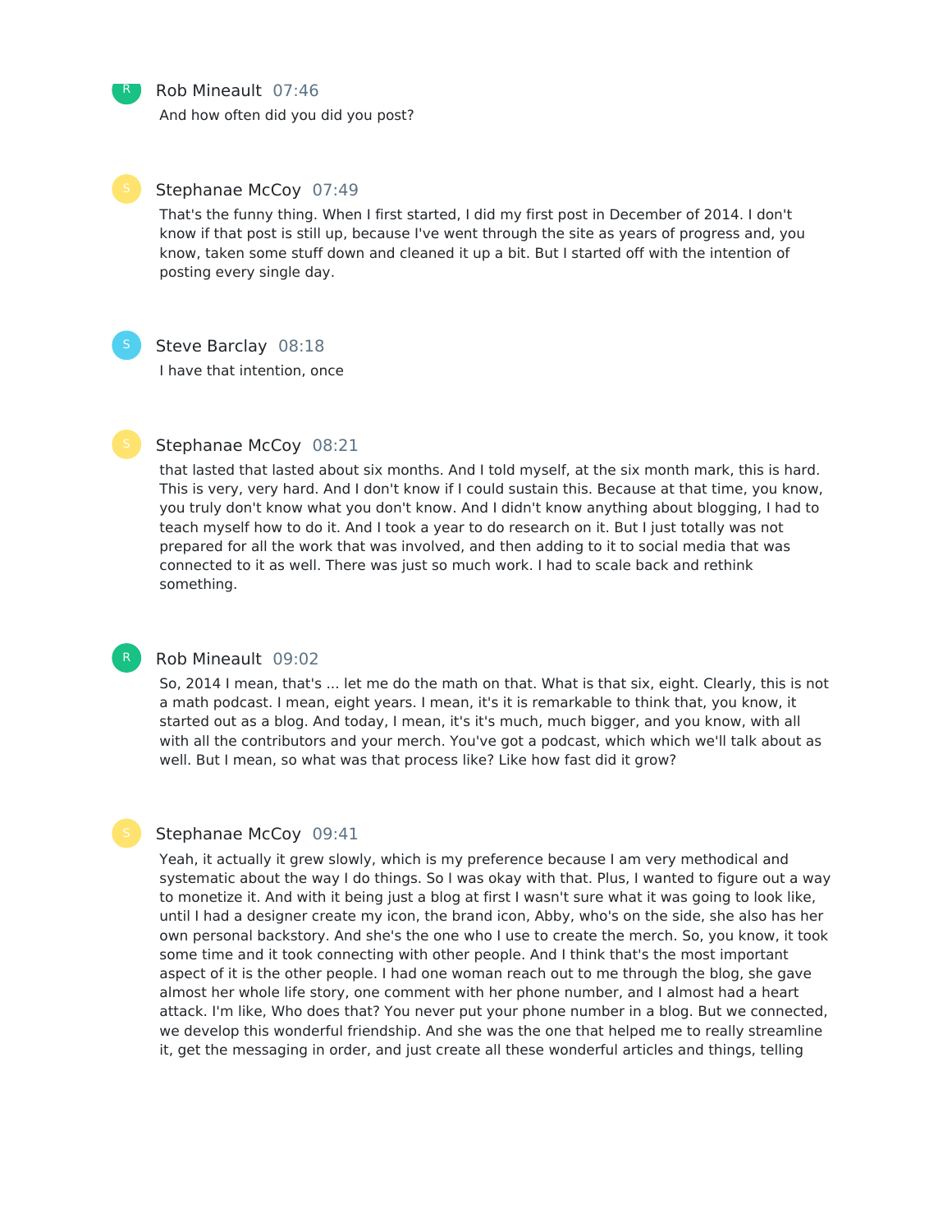**Rob Mineault** 07:46

And how often did you did you post?

**Stephanae McCoy** 07:49

That's the funny thing. When I first started, I did my first post in December of 2014. I don't know if that post is still up, because I've went through the site as years of progress and, you know, taken some stuff down and cleaned it up a bit. But I started off with the intention of posting every single day.

**Steve Barclay** 08:18

I have that intention, once

**Stephanae McCoy** 08:21

that lasted that lasted about six months. And I told myself, at the six month mark, this is hard. This is very, very hard. And I don't know if I could sustain this. Because at that time, you know, you truly don't know what you don't know. And I didn't know anything about blogging, I had to teach myself how to do it. And I took a year to do research on it. But I just totally was not prepared for all the work that was involved, and then adding to it to social media that was connected to it as well. There was just so much work. I had to scale back and rethink something.

**Rob Mineault** 09:02

So, 2014 I mean, that's ... let me do the math on that. What is that six, eight. Clearly, this is not a math podcast. I mean, eight years. I mean, it's it is remarkable to think that, you know, it started out as a blog. And today, I mean, it's it's much, much bigger, and you know, with all with all the contributors and your merch. You've got a podcast, which which we'll talk about as well. But I mean, so what was that process like? Like how fast did it grow?

**Stephanae McCoy** 09:41

Yeah, it actually it grew slowly, which is my preference because I am very methodical and systematic about the way I do things. So I was okay with that. Plus, I wanted to figure out a way to monetize it. And with it being just a blog at first I wasn't sure what it was going to look like, until I had a designer create my icon, the brand icon, Abby, who's on the side, she also has her own personal backstory. And she's the one who I use to create the merch. So, you know, it took some time and it took connecting with other people. And I think that's the most important aspect of it is the other people. I had one woman reach out to me through the blog, she gave almost her whole life story, one comment with her phone number, and I almost had a heart attack. I'm like, Who does that? You never put your phone number in a blog. But we connected, we develop this wonderful friendship. And she was the one that helped me to really streamline it, get the messaging in order, and just create all these wonderful articles and things, telling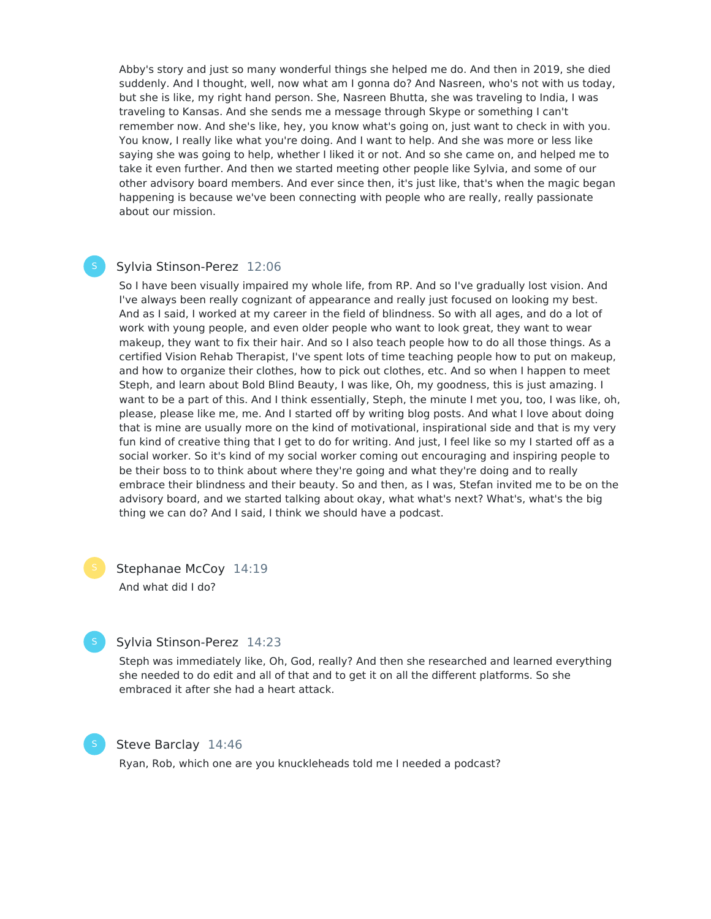Abby's story and just so many wonderful things she helped me do. And then in 2019, she died suddenly. And I thought, well, now what am I gonna do? And Nasreen, who's not with us today, but she is like, my right hand person. She, Nasreen Bhutta, she was traveling to India, I was traveling to Kansas. And she sends me a message through Skype or something I can't remember now. And she's like, hey, you know what's going on, just want to check in with you. You know, I really like what you're doing. And I want to help. And she was more or less like saying she was going to help, whether I liked it or not. And so she came on, and helped me to take it even further. And then we started meeting other people like Sylvia, and some of our other advisory board members. And ever since then, it's just like, that's when the magic began happening is because we've been connecting with people who are really, really passionate about our mission.

**Sylvia Stinson-Perez** 12:06

So I have been visually impaired my whole life, from RP. And so I've gradually lost vision. And I've always been really cognizant of appearance and really just focused on looking my best. And as I said, I worked at my career in the field of blindness. So with all ages, and do a lot of work with young people, and even older people who want to look great, they want to wear makeup, they want to fix their hair. And so I also teach people how to do all those things. As a certified Vision Rehab Therapist, I've spent lots of time teaching people how to put on makeup, and how to organize their clothes, how to pick out clothes, etc. And so when I happen to meet Steph, and learn about Bold Blind Beauty, I was like, Oh, my goodness, this is just amazing. I want to be a part of this. And I think essentially, Steph, the minute I met you, too, I was like, oh, please, please like me, me. And I started off by writing blog posts. And what I love about doing that is mine are usually more on the kind of motivational, inspirational side and that is my very fun kind of creative thing that I get to do for writing. And just, I feel like so my I started off as a social worker. So it's kind of my social worker coming out encouraging and inspiring people to be their boss to to think about where they're going and what they're doing and to really embrace their blindness and their beauty. So and then, as I was, Stefan invited me to be on the advisory board, and we started talking about okay, what what's next? What's, what's the big thing we can do? And I said, I think we should have a podcast.

**Stephanae McCoy** 14:19

And what did I do?

**Sylvia Stinson-Perez** 14:23

Steph was immediately like, Oh, God, really? And then she researched and learned everything she needed to do edit and all of that and to get it on all the different platforms. So she embraced it after she had a heart attack.

**Steve Barclay** 14:46

Ryan, Rob, which one are you knuckleheads told me I needed a podcast?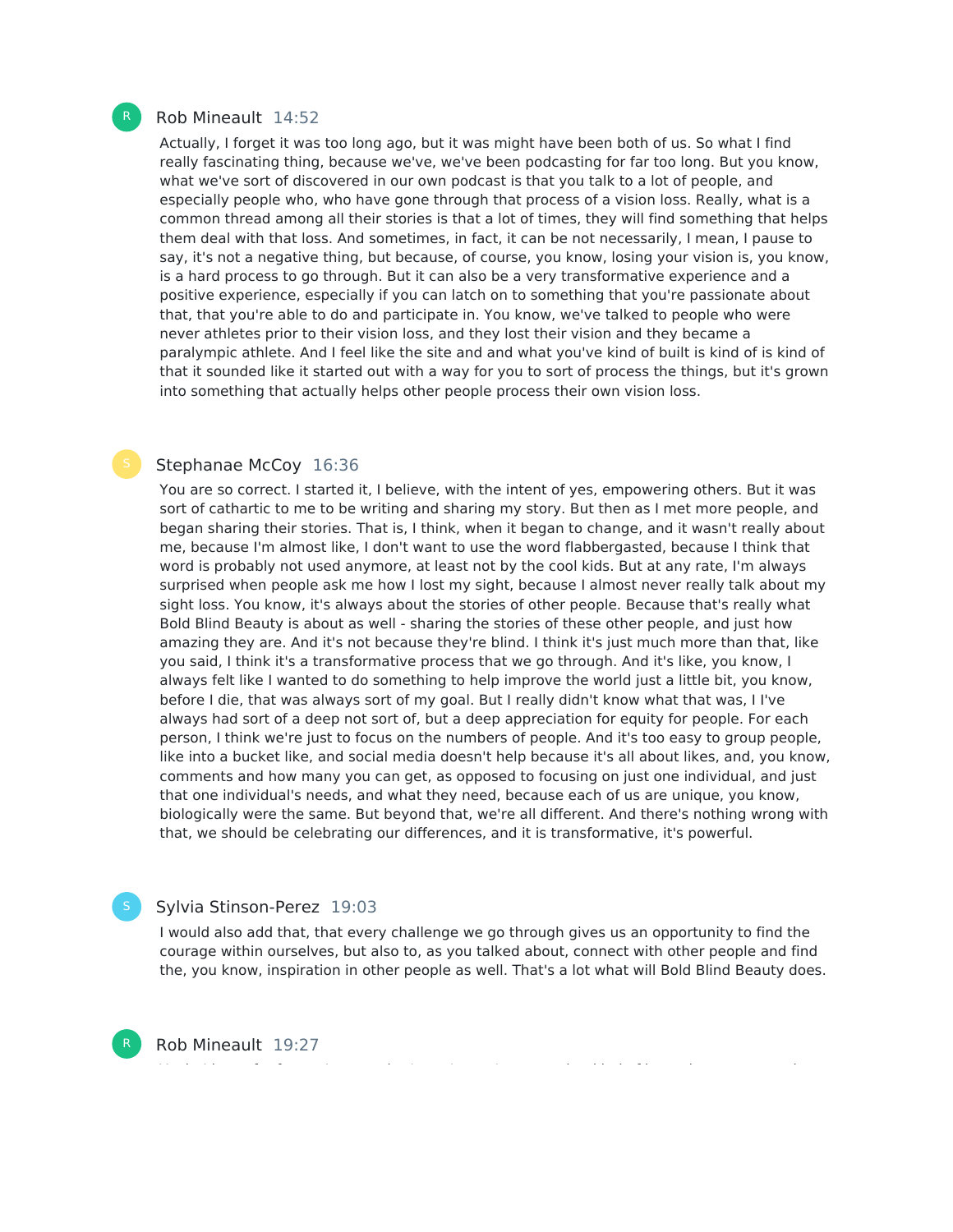Rob Mineault 14:52

Actually, I forget it was too long ago, but it was might have been both of us. So what I find really fascinating thing, because we've, we've been podcasting for far too long. But you know, what we've sort of discovered in our own podcast is that you talk to a lot of people, and especially people who, who have gone through that process of a vision loss. Really, what is a common thread among all their stories is that a lot of times, they will find something that helps them deal with that loss. And sometimes, in fact, it can be not necessarily, I mean, I pause to say, it's not a negative thing, but because, of course, you know, losing your vision is, you know, is a hard process to go through. But it can also be a very transformative experience and a positive experience, especially if you can latch on to something that you're passionate about that, that you're able to do and participate in. You know, we've talked to people who were never athletes prior to their vision loss, and they lost their vision and they became a paralympic athlete. And I feel like the site and and what you've kind of built is kind of is kind of that it sounded like it started out with a way for you to sort of process the things, but it's grown into something that actually helps other people process their own vision loss.

Stephanae McCoy 16:36

You are so correct. I started it, I believe, with the intent of yes, empowering others. But it was sort of cathartic to me to be writing and sharing my story. But then as I met more people, and began sharing their stories. That is, I think, when it began to change, and it wasn't really about me, because I'm almost like, I don't want to use the word flabbergasted, because I think that word is probably not used anymore, at least not by the cool kids. But at any rate, I'm always surprised when people ask me how I lost my sight, because I almost never really talk about my sight loss. You know, it's always about the stories of other people. Because that's really what Bold Blind Beauty is about as well - sharing the stories of these other people, and just how amazing they are. And it's not because they're blind. I think it's just much more than that, like you said, I think it's a transformative process that we go through. And it's like, you know, I always felt like I wanted to do something to help improve the world just a little bit, you know, before I die, that was always sort of my goal. But I really didn't know what that was, I I've always had sort of a deep not sort of, but a deep appreciation for equity for people. For each person, I think we're just to focus on the numbers of people. And it's too easy to group people, like into a bucket like, and social media doesn't help because it's all about likes, and, you know, comments and how many you can get, as opposed to focusing on just one individual, and just that one individual's needs, and what they need, because each of us are unique, you know, biologically were the same. But beyond that, we're all different. And there's nothing wrong with that, we should be celebrating our differences, and it is transformative, it's powerful.

Sylvia Stinson-Perez 19:03

I would also add that, that every challenge we go through gives us an opportunity to find the courage within ourselves, but also to, as you talked about, connect with other people and find the, you know, inspiration in other people as well. That's a lot what will Bold Blind Beauty does.

Rob Mineault 19:27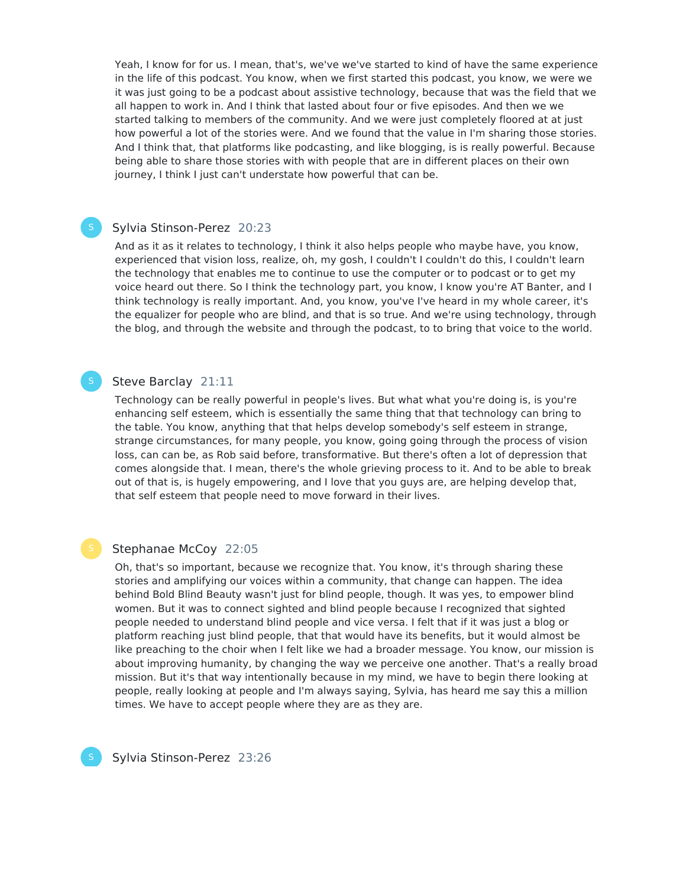Yeah, I know for for us. I mean, that's, we've we've started to kind of have the same experience in the life of this podcast. You know, when we first started this podcast, you know, we were we it was just going to be a podcast about assistive technology, because that was the field that we all happen to work in. And I think that lasted about four or five episodes. And then we we started talking to members of the community. And we were just completely floored at at just how powerful a lot of the stories were. And we found that the value in I'm sharing those stories. And I think that, that platforms like podcasting, and like blogging, is is really powerful. Because being able to share those stories with with people that are in different places on their own journey, I think I just can't understate how powerful that can be.

Sylvia Stinson-Perez 20:23

And as it as it relates to technology, I think it also helps people who maybe have, you know, experienced that vision loss, realize, oh, my gosh, I couldn't I couldn't do this, I couldn't learn the technology that enables me to continue to use the computer or to podcast or to get my voice heard out there. So I think the technology part, you know, I know you're AT Banter, and I think technology is really important. And, you know, you've I've heard in my whole career, it's the equalizer for people who are blind, and that is so true. And we're using technology, through the blog, and through the website and through the podcast, to to bring that voice to the world.

Steve Barclay 21:11

Technology can be really powerful in people's lives. But what what you're doing is, is you're enhancing self esteem, which is essentially the same thing that that technology can bring to the table. You know, anything that that helps develop somebody's self esteem in strange, strange circumstances, for many people, you know, going going through the process of vision loss, can can be, as Rob said before, transformative. But there's often a lot of depression that comes alongside that. I mean, there's the whole grieving process to it. And to be able to break out of that is, is hugely empowering, and I love that you guys are, are helping develop that, that self esteem that people need to move forward in their lives.

Stephanae McCoy 22:05

Oh, that's so important, because we recognize that. You know, it's through sharing these stories and amplifying our voices within a community, that change can happen. The idea behind Bold Blind Beauty wasn't just for blind people, though. It was yes, to empower blind women. But it was to connect sighted and blind people because I recognized that sighted people needed to understand blind people and vice versa. I felt that if it was just a blog or platform reaching just blind people, that that would have its benefits, but it would almost be like preaching to the choir when I felt like we had a broader message. You know, our mission is about improving humanity, by changing the way we perceive one another. That's a really broad mission. But it's that way intentionally because in my mind, we have to begin there looking at people, really looking at people and I'm always saying, Sylvia, has heard me say this a million times. We have to accept people where they are as they are.

Sylvia Stinson-Perez 23:26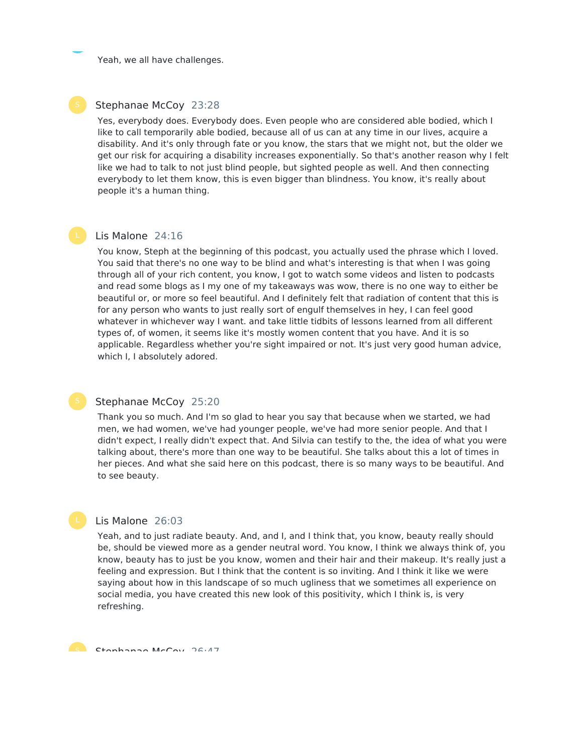Yeah, we all have challenges.

Stephanae McCoy 23:28

Yes, everybody does. Everybody does. Even people who are considered able bodied, which I like to call temporarily able bodied, because all of us can at any time in our lives, acquire a disability. And it's only through fate or you know, the stars that we might not, but the older we get our risk for acquiring a disability increases exponentially. So that's another reason why I felt like we had to talk to not just blind people, but sighted people as well. And then connecting everybody to let them know, this is even bigger than blindness. You know, it's really about people it's a human thing.

Lis Malone 24:16

You know, Steph at the beginning of this podcast, you actually used the phrase which I loved. You said that there's no one way to be blind and what's interesting is that when I was going through all of your rich content, you know, I got to watch some videos and listen to podcasts and read some blogs as I my one of my takeaways was wow, there is no one way to either be beautiful or, or more so feel beautiful. And I definitely felt that radiation of content that this is for any person who wants to just really sort of engulf themselves in hey, I can feel good whatever in whichever way I want. and take little tidbits of lessons learned from all different types of, of women, it seems like it's mostly women content that you have. And it is so applicable. Regardless whether you're sight impaired or not. It's just very good human advice, which I, I absolutely adored.

Stephanae McCoy 25:20

Thank you so much. And I'm so glad to hear you say that because when we started, we had men, we had women, we've had younger people, we've had more senior people. And that I didn't expect, I really didn't expect that. And Silvia can testify to the, the idea of what you were talking about, there's more than one way to be beautiful. She talks about this a lot of times in her pieces. And what she said here on this podcast, there is so many ways to be beautiful. And to see beauty.

Lis Malone 26:03

Yeah, and to just radiate beauty. And, and I, and I think that, you know, beauty really should be, should be viewed more as a gender neutral word. You know, I think we always think of, you know, beauty has to just be you know, women and their hair and their makeup. It's really just a feeling and expression. But I think that the content is so inviting. And I think it like we were saying about how in this landscape of so much ugliness that we sometimes all experience on social media, you have created this new look of this positivity, which I think is, is very refreshing.

Stephanae McCoy 26:47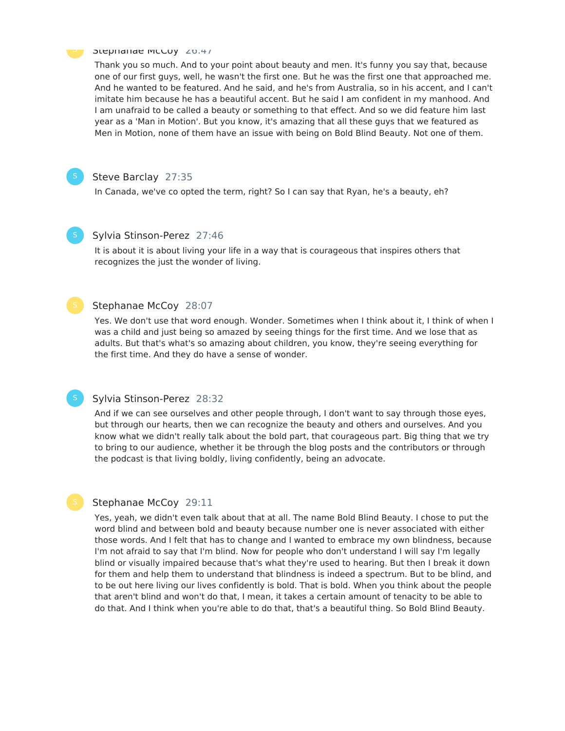Stephanae McCoy 26:47

Thank you so much. And to your point about beauty and men. It's funny you say that, because one of our first guys, well, he wasn't the first one. But he was the first one that approached me. And he wanted to be featured. And he said, and he's from Australia, so in his accent, and I can't imitate him because he has a beautiful accent. But he said I am confident in my manhood. And I am unafraid to be called a beauty or something to that effect. And so we did feature him last year as a 'Man in Motion'. But you know, it's amazing that all these guys that we featured as Men in Motion, none of them have an issue with being on Bold Blind Beauty. Not one of them.

Steve Barclay 27:35

In Canada, we've co opted the term, right? So I can say that Ryan, he's a beauty, eh?

Sylvia Stinson-Perez 27:46

It is about it is about living your life in a way that is courageous that inspires others that recognizes the just the wonder of living.

Stephanae McCoy 28:07

Yes. We don't use that word enough. Wonder. Sometimes when I think about it, I think of when I was a child and just being so amazed by seeing things for the first time. And we lose that as adults. But that's what's so amazing about children, you know, they're seeing everything for the first time. And they do have a sense of wonder.

Sylvia Stinson-Perez 28:32

And if we can see ourselves and other people through, I don't want to say through those eyes, but through our hearts, then we can recognize the beauty and others and ourselves. And you know what we didn't really talk about the bold part, that courageous part. Big thing that we try to bring to our audience, whether it be through the blog posts and the contributors or through the podcast is that living boldly, living confidently, being an advocate.

Stephanae McCoy 29:11

Yes, yeah, we didn't even talk about that at all. The name Bold Blind Beauty. I chose to put the word blind and between bold and beauty because number one is never associated with either those words. And I felt that has to change and I wanted to embrace my own blindness, because I'm not afraid to say that I'm blind. Now for people who don't understand I will say I'm legally blind or visually impaired because that's what they're used to hearing. But then I break it down for them and help them to understand that blindness is indeed a spectrum. But to be blind, and to be out here living our lives confidently is bold. That is bold. When you think about the people that aren't blind and won't do that, I mean, it takes a certain amount of tenacity to be able to do that. And I think when you're able to do that, that's a beautiful thing. So Bold Blind Beauty.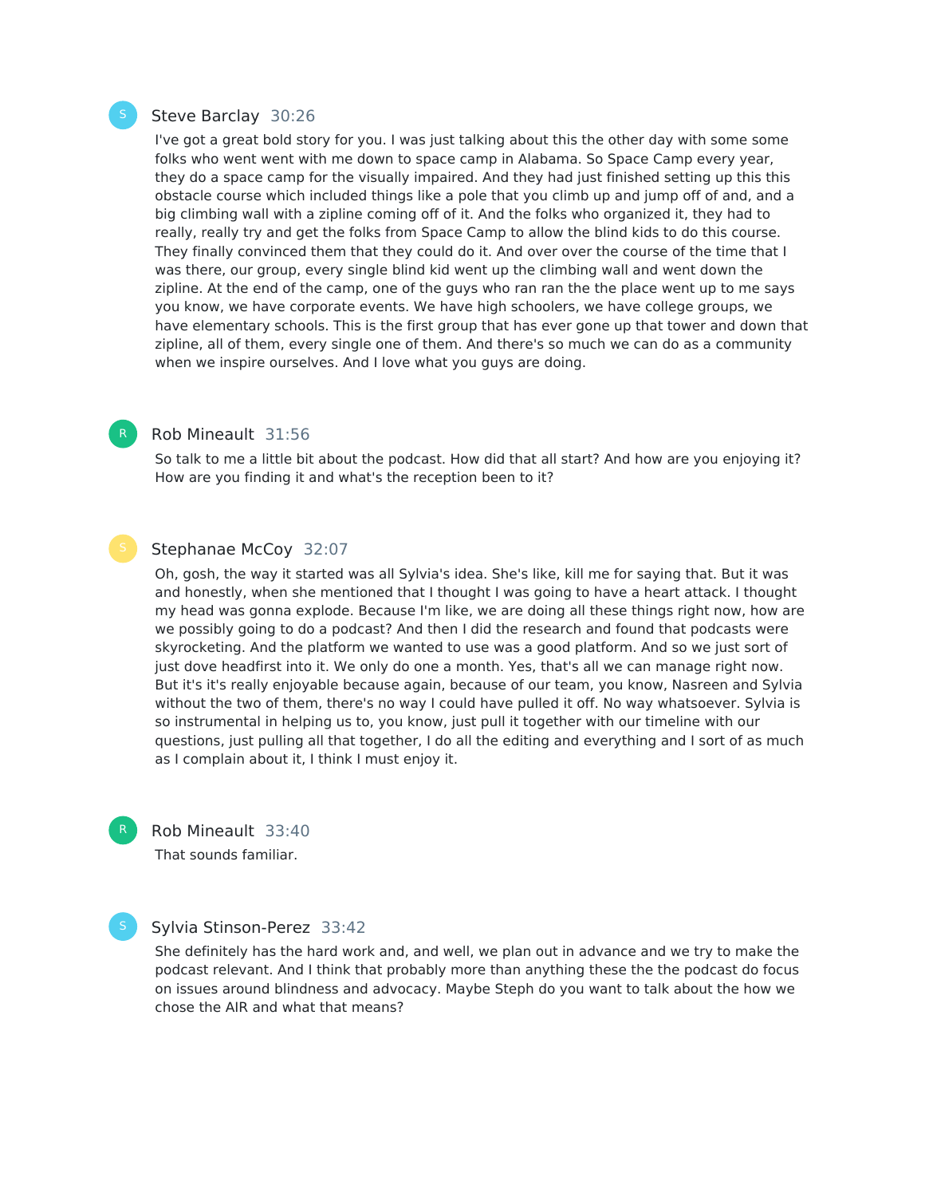Steve Barclay 30:26

I've got a great bold story for you. I was just talking about this the other day with some some folks who went went with me down to space camp in Alabama. So Space Camp every year, they do a space camp for the visually impaired. And they had just finished setting up this this obstacle course which included things like a pole that you climb up and jump off of and, and a big climbing wall with a zipline coming off of it. And the folks who organized it, they had to really, really try and get the folks from Space Camp to allow the blind kids to do this course. They finally convinced them that they could do it. And over over the course of the time that I was there, our group, every single blind kid went up the climbing wall and went down the zipline. At the end of the camp, one of the guys who ran ran the the place went up to me says you know, we have corporate events. We have high schoolers, we have college groups, we have elementary schools. This is the first group that has ever gone up that tower and down that zipline, all of them, every single one of them. And there's so much we can do as a community when we inspire ourselves. And I love what you guys are doing.

Rob Mineault 31:56

So talk to me a little bit about the podcast. How did that all start? And how are you enjoying it? How are you finding it and what's the reception been to it?

Stephanae McCoy 32:07

Oh, gosh, the way it started was all Sylvia's idea. She's like, kill me for saying that. But it was and honestly, when she mentioned that I thought I was going to have a heart attack. I thought my head was gonna explode. Because I'm like, we are doing all these things right now, how are we possibly going to do a podcast? And then I did the research and found that podcasts were skyrocketing. And the platform we wanted to use was a good platform. And so we just sort of just dove headfirst into it. We only do one a month. Yes, that's all we can manage right now. But it's it's really enjoyable because again, because of our team, you know, Nasreen and Sylvia without the two of them, there's no way I could have pulled it off. No way whatsoever. Sylvia is so instrumental in helping us to, you know, just pull it together with our timeline with our questions, just pulling all that together, I do all the editing and everything and I sort of as much as I complain about it, I think I must enjoy it.

Rob Mineault 33:40

That sounds familiar.

Sylvia Stinson-Perez 33:42

She definitely has the hard work and, and well, we plan out in advance and we try to make the podcast relevant. And I think that probably more than anything these the the podcast do focus on issues around blindness and advocacy. Maybe Steph do you want to talk about the how we chose the AIR and what that means?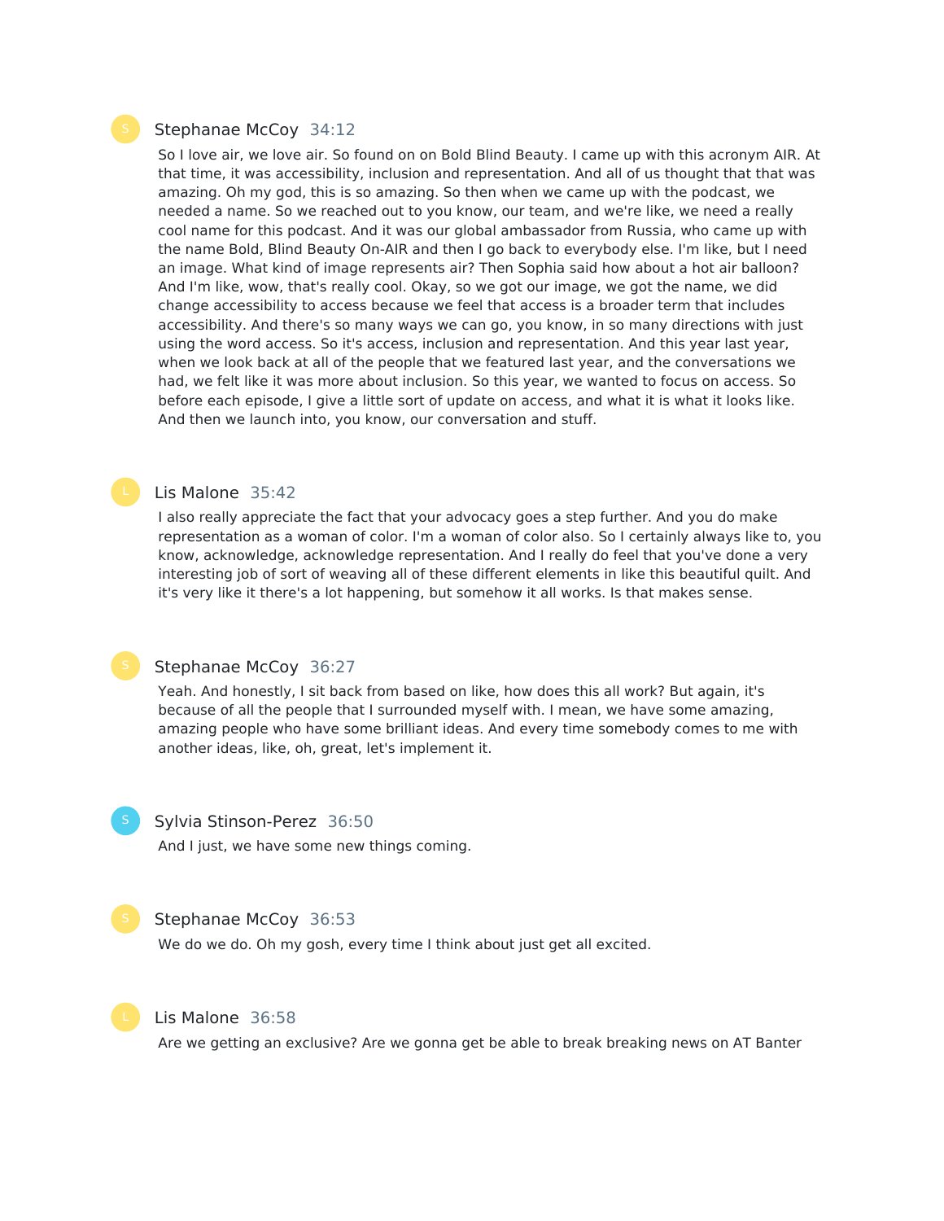Stephanae McCoy 34:12

So I love air, we love air. So found on on Bold Blind Beauty. I came up with this acronym AIR. At that time, it was accessibility, inclusion and representation. And all of us thought that that was amazing. Oh my god, this is so amazing. So then when we came up with the podcast, we needed a name. So we reached out to you know, our team, and we're like, we need a really cool name for this podcast. And it was our global ambassador from Russia, who came up with the name Bold, Blind Beauty On-AIR and then I go back to everybody else. I'm like, but I need an image. What kind of image represents air? Then Sophia said how about a hot air balloon? And I'm like, wow, that's really cool. Okay, so we got our image, we got the name, we did change accessibility to access because we feel that access is a broader term that includes accessibility. And there's so many ways we can go, you know, in so many directions with just using the word access. So it's access, inclusion and representation. And this year last year, when we look back at all of the people that we featured last year, and the conversations we had, we felt like it was more about inclusion. So this year, we wanted to focus on access. So before each episode, I give a little sort of update on access, and what it is what it looks like. And then we launch into, you know, our conversation and stuff.

Lis Malone 35:42

I also really appreciate the fact that your advocacy goes a step further. And you do make representation as a woman of color. I'm a woman of color also. So I certainly always like to, you know, acknowledge, acknowledge representation. And I really do feel that you've done a very interesting job of sort of weaving all of these different elements in like this beautiful quilt. And it's very like it there's a lot happening, but somehow it all works. Is that makes sense.

Stephanae McCoy 36:27

Yeah. And honestly, I sit back from based on like, how does this all work? But again, it's because of all the people that I surrounded myself with. I mean, we have some amazing, amazing people who have some brilliant ideas. And every time somebody comes to me with another ideas, like, oh, great, let's implement it.

Sylvia Stinson-Perez 36:50

And I just, we have some new things coming.

Stephanae McCoy 36:53

We do we do. Oh my gosh, every time I think about just get all excited.

Lis Malone 36:58

Are we getting an exclusive? Are we gonna get be able to break breaking news on AT Banter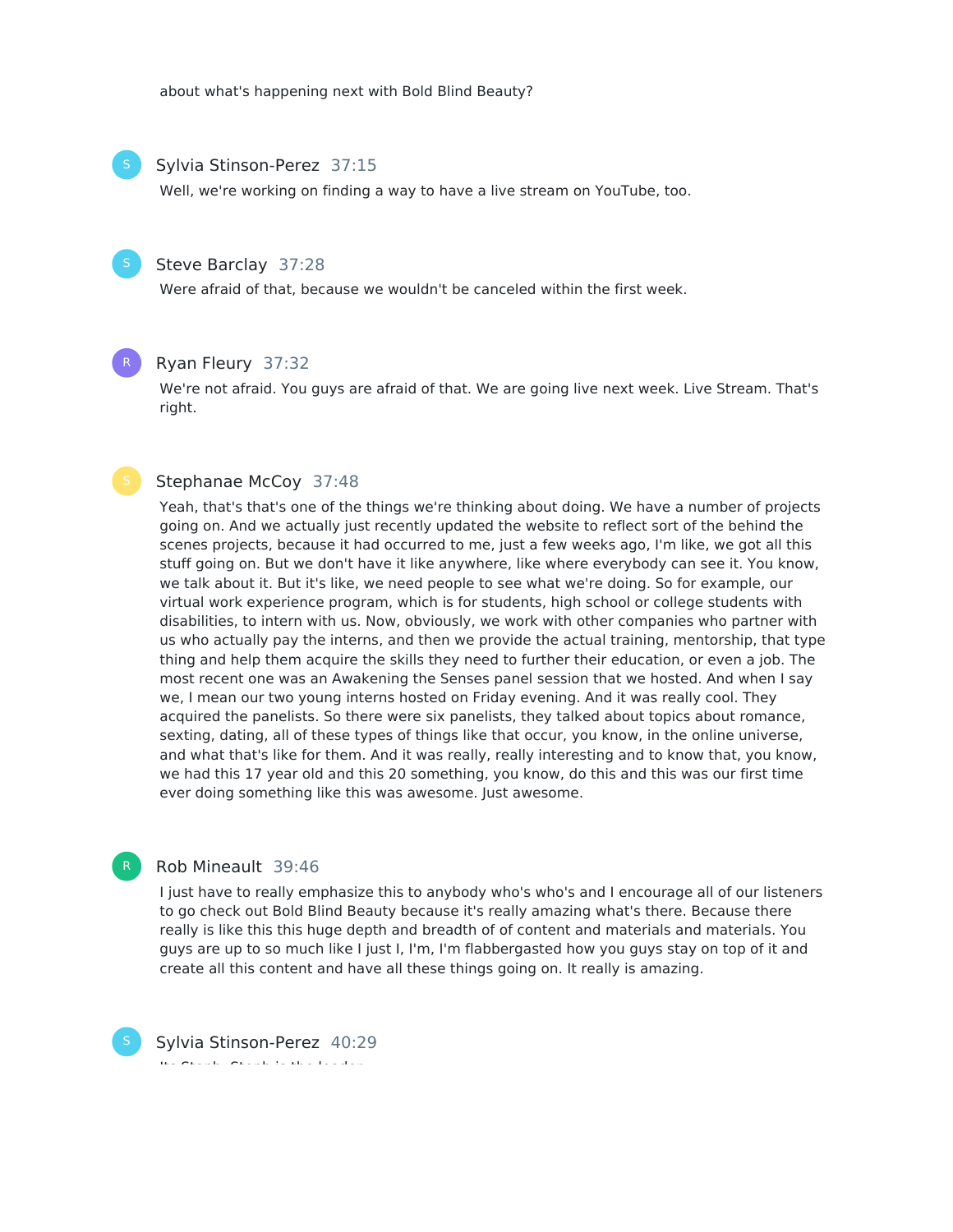about what's happening next with Bold Blind Beauty?

**Sylvia Stinson-Perez** 37:15

Well, we're working on finding a way to have a live stream on YouTube, too.

**Steve Barclay** 37:28

Were afraid of that, because we wouldn't be canceled within the first week.

**Ryan Fleury** 37:32

We're not afraid. You guys are afraid of that. We are going live next week. Live Stream. That's right.

**Stephanae McCoy** 37:48

Yeah, that's that's one of the things we're thinking about doing. We have a number of projects going on. And we actually just recently updated the website to reflect sort of the behind the scenes projects, because it had occurred to me, just a few weeks ago, I'm like, we got all this stuff going on. But we don't have it like anywhere, like where everybody can see it. You know, we talk about it. But it's like, we need people to see what we're doing. So for example, our virtual work experience program, which is for students, high school or college students with disabilities, to intern with us. Now, obviously, we work with other companies who partner with us who actually pay the interns, and then we provide the actual training, mentorship, that type thing and help them acquire the skills they need to further their education, or even a job. The most recent one was an Awakening the Senses panel session that we hosted. And when I say we, I mean our two young interns hosted on Friday evening. And it was really cool. They acquired the panelists. So there were six panelists, they talked about topics about romance, sexting, dating, all of these types of things like that occur, you know, in the online universe, and what that's like for them. And it was really, really interesting and to know that, you know, we had this 17 year old and this 20 something, you know, do this and this was our first time ever doing something like this was awesome. Just awesome.

**Rob Mineault** 39:46

I just have to really emphasize this to anybody who's who's and I encourage all of our listeners to go check out Bold Blind Beauty because it's really amazing what's there. Because there really is like this this huge depth and breadth of of content and materials and materials. You guys are up to so much like I just I, I'm, I'm flabbergasted how you guys stay on top of it and create all this content and have all these things going on. It really is amazing.

**Sylvia Stinson-Perez** 40:29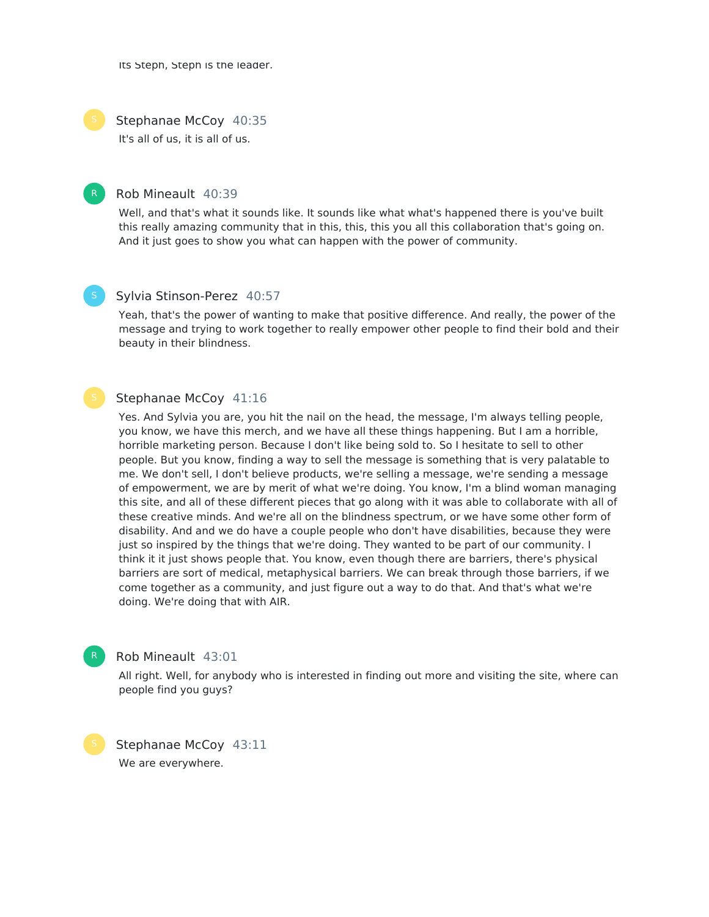Its Steph, Steph is the leader.

**Stephanae McCoy** 40:35

It's all of us, it is all of us.

**Rob Mineault** 40:39

Well, and that's what it sounds like. It sounds like what what's happened there is you've built this really amazing community that in this, this, this you all this collaboration that's going on. And it just goes to show you what can happen with the power of community.

**Sylvia Stinson-Perez** 40:57

Yeah, that's the power of wanting to make that positive difference. And really, the power of the message and trying to work together to really empower other people to find their bold and their beauty in their blindness.

**Stephanae McCoy** 41:16

Yes. And Sylvia you are, you hit the nail on the head, the message, I'm always telling people, you know, we have this merch, and we have all these things happening. But I am a horrible, horrible marketing person. Because I don't like being sold to. So I hesitate to sell to other people. But you know, finding a way to sell the message is something that is very palatable to me. We don't sell, I don't believe products, we're selling a message, we're sending a message of empowerment, we are by merit of what we're doing. You know, I'm a blind woman managing this site, and all of these different pieces that go along with it was able to collaborate with all of these creative minds. And we're all on the blindness spectrum, or we have some other form of disability. And and we do have a couple people who don't have disabilities, because they were just so inspired by the things that we're doing. They wanted to be part of our community. I think it it just shows people that. You know, even though there are barriers, there's physical barriers are sort of medical, metaphysical barriers. We can break through those barriers, if we come together as a community, and just figure out a way to do that. And that's what we're doing. We're doing that with AIR.

**Rob Mineault** 43:01

All right. Well, for anybody who is interested in finding out more and visiting the site, where can people find you guys?

**Stephanae McCoy** 43:11

We are everywhere.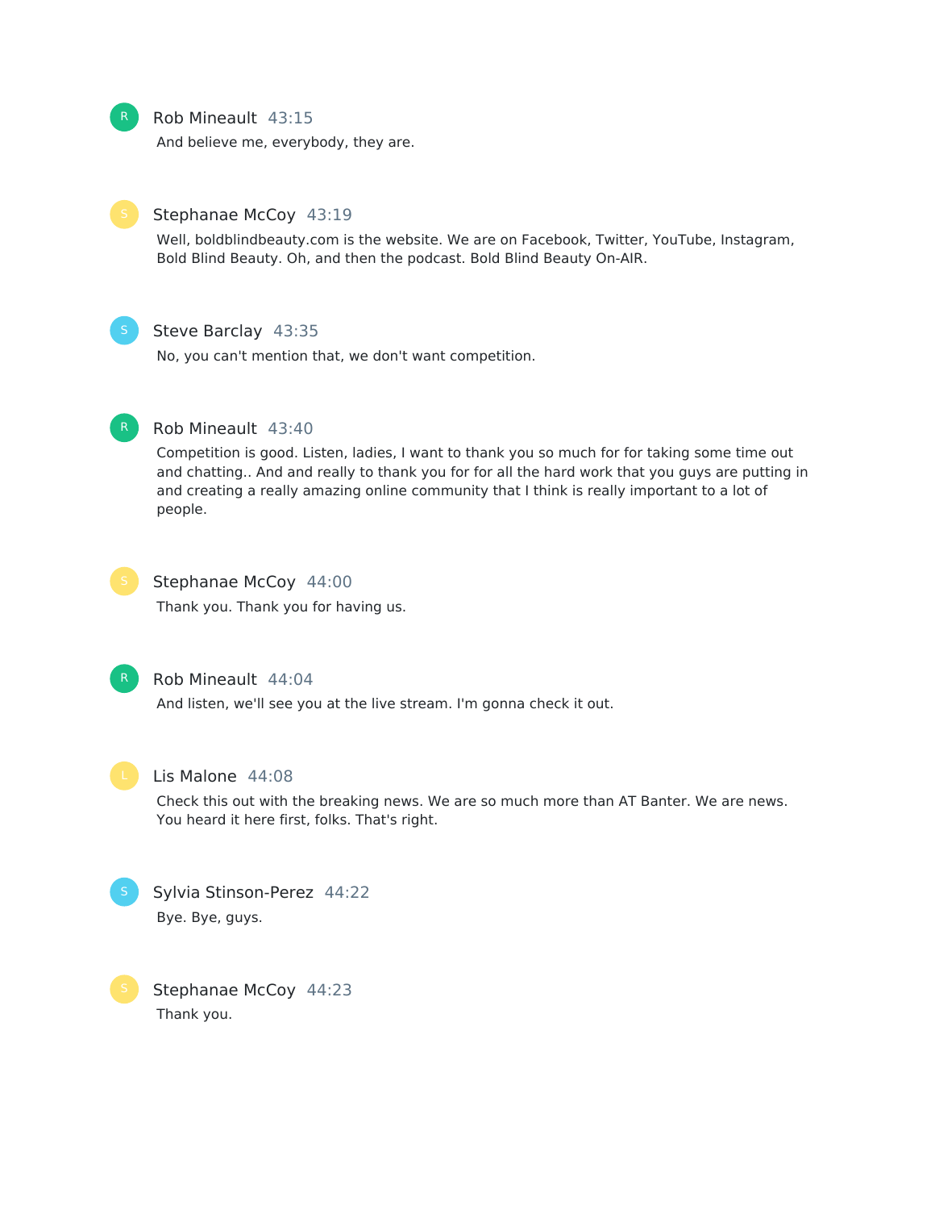Rob Mineault 43:15

And believe me, everybody, they are.

Stephanae McCoy 43:19

Well, boldblindbeauty.com is the website. We are on Facebook, Twitter, YouTube, Instagram, Bold Blind Beauty. Oh, and then the podcast. Bold Blind Beauty On-AIR.

Steve Barclay 43:35

No, you can't mention that, we don't want competition.

Rob Mineault 43:40

Competition is good. Listen, ladies, I want to thank you so much for for taking some time out and chatting.. And and really to thank you for for all the hard work that you guys are putting in and creating a really amazing online community that I think is really important to a lot of people.

Stephanae McCoy 44:00

Thank you. Thank you for having us.

Rob Mineault 44:04

And listen, we'll see you at the live stream. I'm gonna check it out.

Lis Malone 44:08

Check this out with the breaking news. We are so much more than AT Banter. We are news. You heard it here first, folks. That's right.

Sylvia Stinson-Perez 44:22

Bye. Bye, guys.

Stephanae McCoy 44:23

Thank you.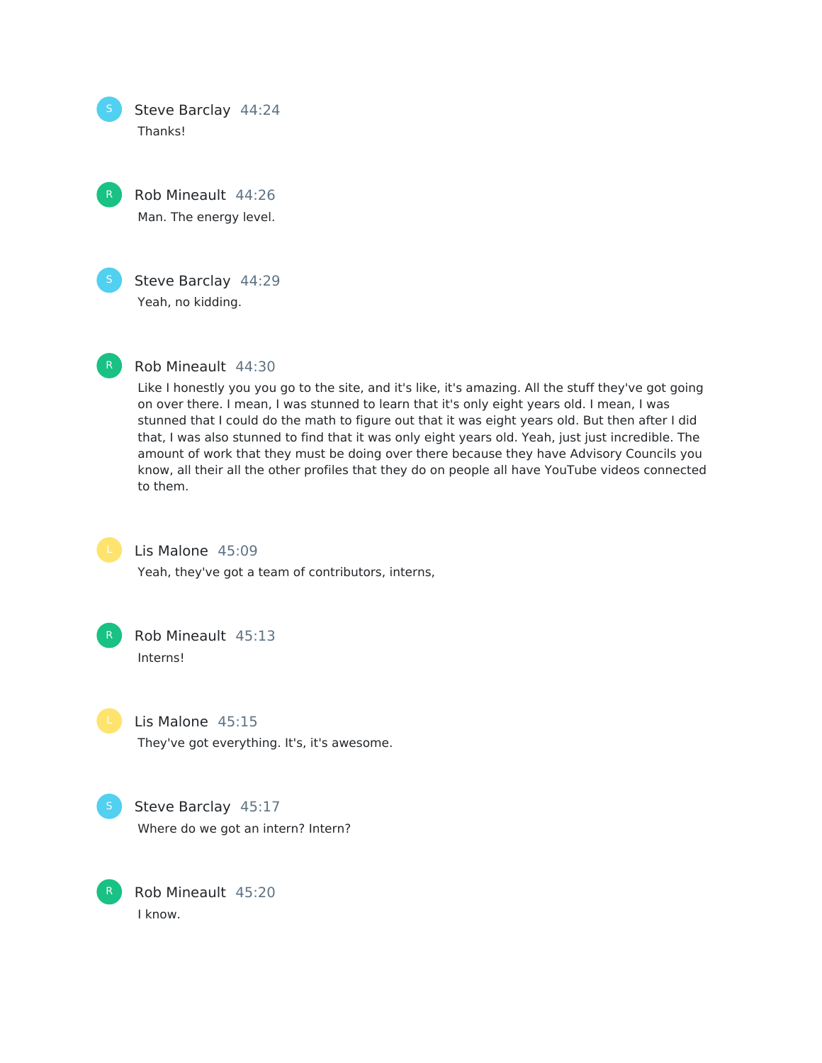**Steve Barclay** 44:24
Thanks!

**Rob Mineault** 44:26
Man. The energy level.

**Steve Barclay** 44:29
Yeah, no kidding.

**Rob Mineault** 44:30
Like I honestly you you go to the site, and it's like, it's amazing. All the stuff they've got going on over there. I mean, I was stunned to learn that it's only eight years old. I mean, I was stunned that I could do the math to figure out that it was eight years old. But then after I did that, I was also stunned to find that it was only eight years old. Yeah, just just incredible. The amount of work that they must be doing over there because they have Advisory Councils you know, all their all the other profiles that they do on people all have YouTube videos connected to them.

**Lis Malone** 45:09
Yeah, they've got a team of contributors, interns,

**Rob Mineault** 45:13
Interns!

**Lis Malone** 45:15
They've got everything. It's, it's awesome.

**Steve Barclay** 45:17
Where do we got an intern? Intern?

**Rob Mineault** 45:20
I know.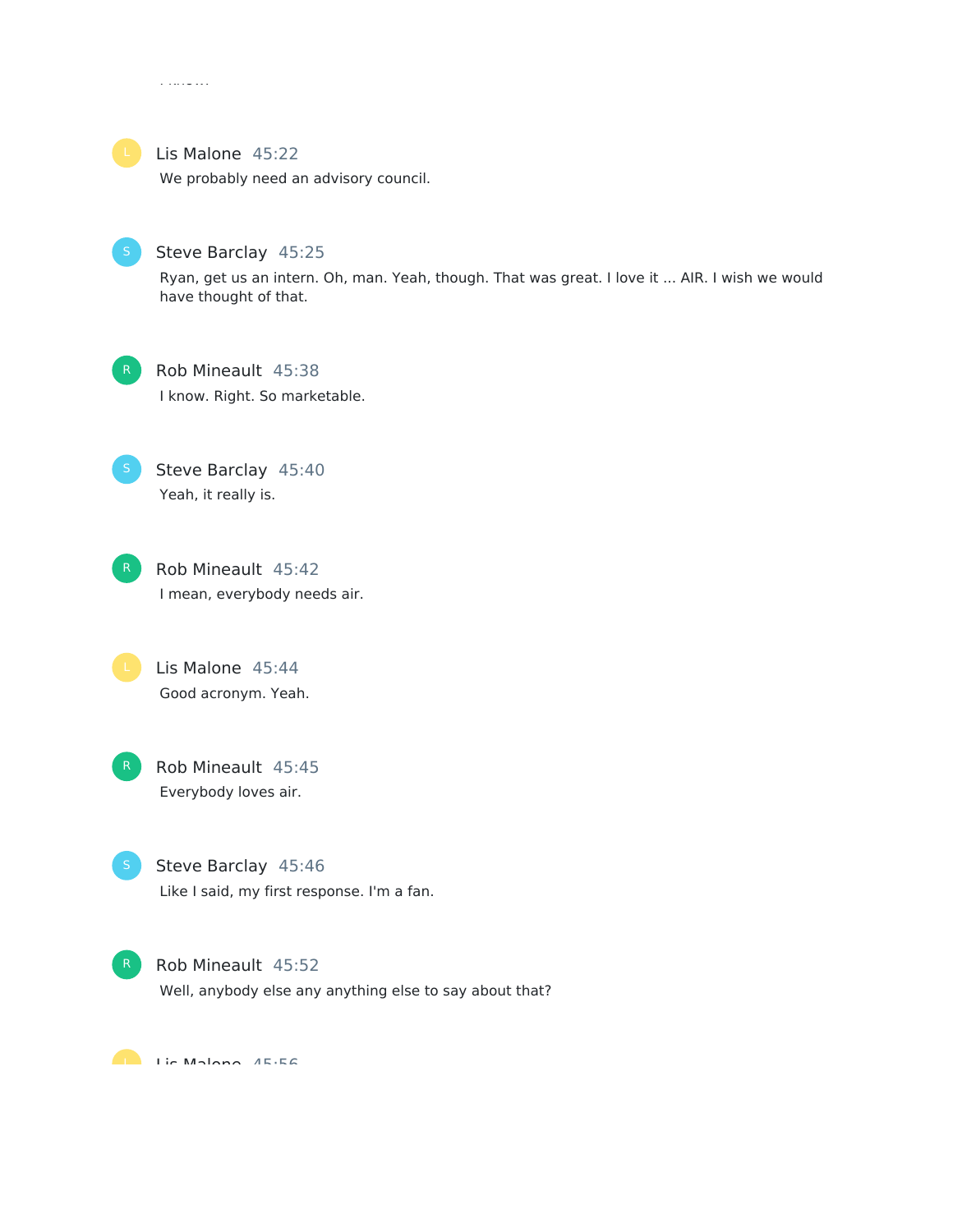I know.

**Lis Malone** 45:22
We probably need an advisory council.

**Steve Barclay** 45:25
Ryan, get us an intern. Oh, man. Yeah, though. That was great. I love it ... AIR. I wish we would have thought of that.

**Rob Mineault** 45:38
I know. Right. So marketable.

**Steve Barclay** 45:40
Yeah, it really is.

**Rob Mineault** 45:42
I mean, everybody needs air.

**Lis Malone** 45:44
Good acronym. Yeah.

**Rob Mineault** 45:45
Everybody loves air.

**Steve Barclay** 45:46
Like I said, my first response. I'm a fan.

**Rob Mineault** 45:52
Well, anybody else any anything else to say about that?

**Lis Malone** 45:56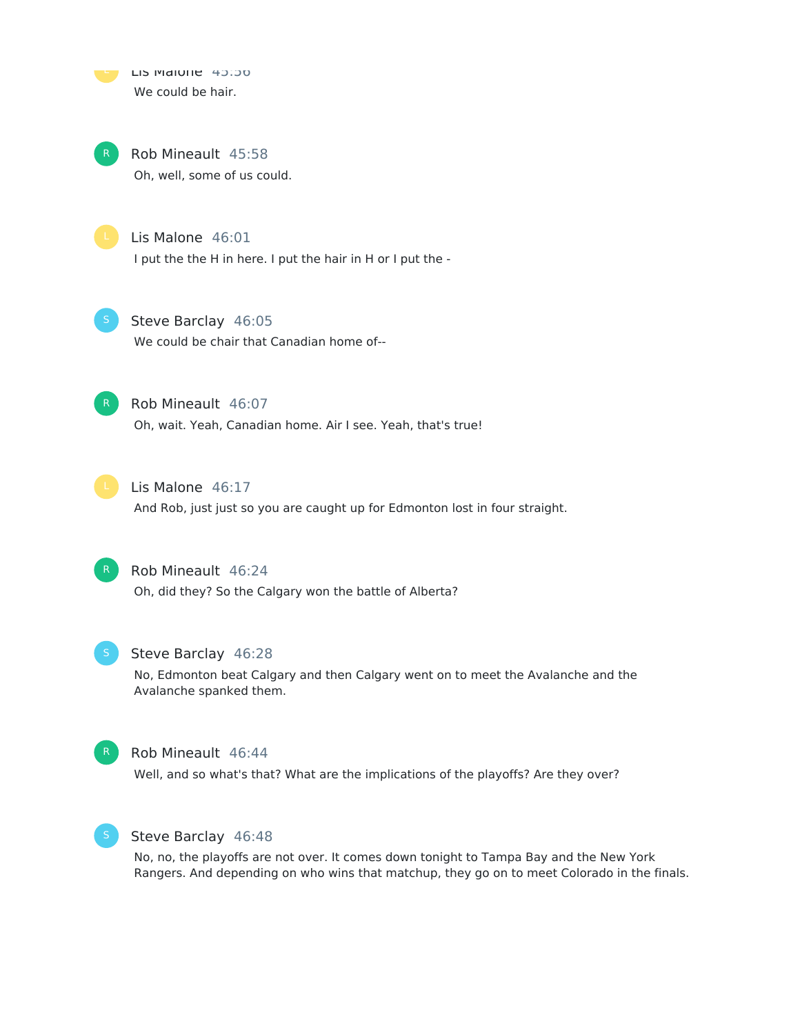Lis Malone 45:56
We could be hair.

Rob Mineault 45:58
Oh, well, some of us could.

Lis Malone 46:01
I put the the H in here. I put the hair in H or I put the -

Steve Barclay 46:05
We could be chair that Canadian home of--

Rob Mineault 46:07
Oh, wait. Yeah, Canadian home. Air I see. Yeah, that's true!

Lis Malone 46:17
And Rob, just just so you are caught up for Edmonton lost in four straight.

Rob Mineault 46:24
Oh, did they? So the Calgary won the battle of Alberta?

Steve Barclay 46:28
No, Edmonton beat Calgary and then Calgary went on to meet the Avalanche and the Avalanche spanked them.

Rob Mineault 46:44
Well, and so what's that? What are the implications of the playoffs? Are they over?

Steve Barclay 46:48
No, no, the playoffs are not over. It comes down tonight to Tampa Bay and the New York Rangers. And depending on who wins that matchup, they go on to meet Colorado in the finals.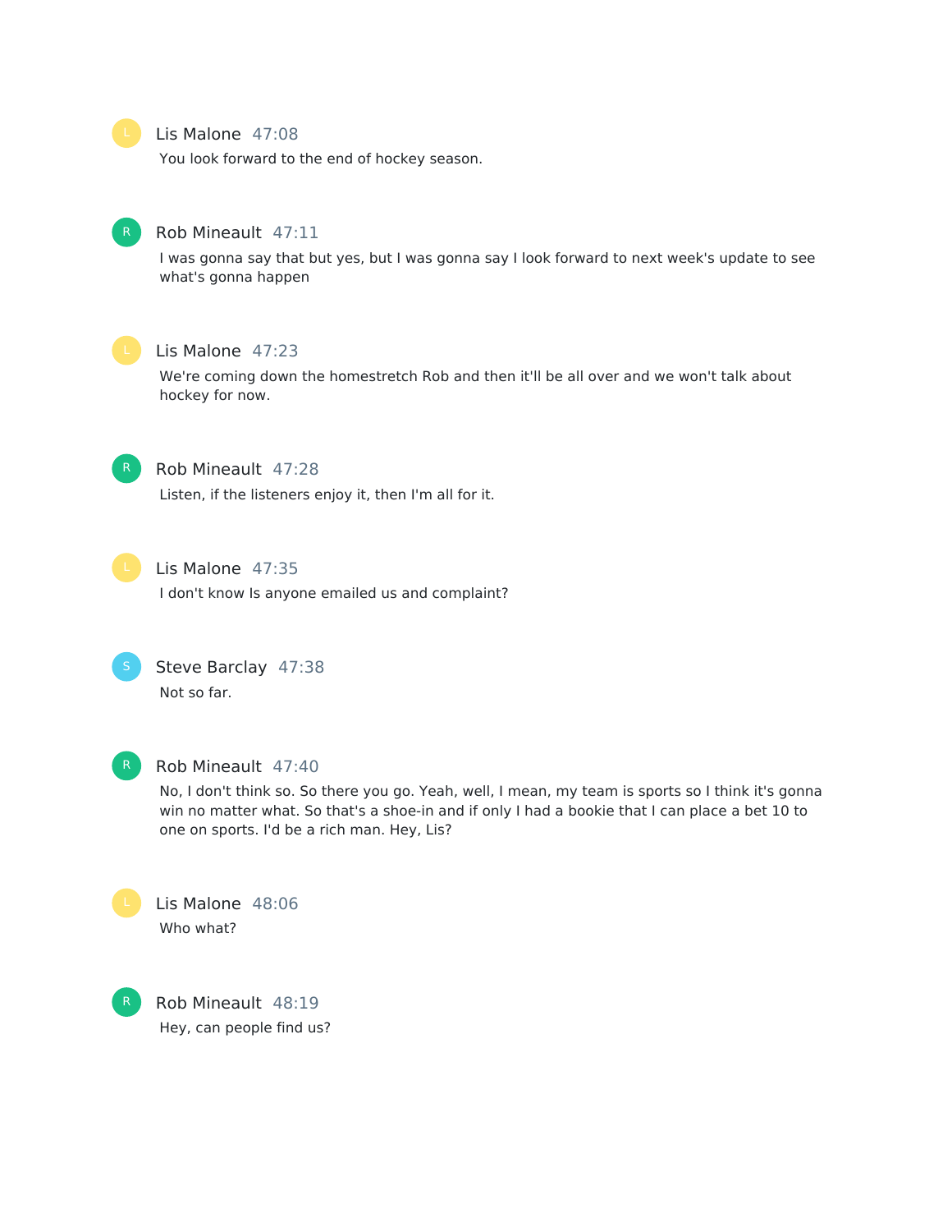L

Lis Malone 47:08

You look forward to the end of hockey season.

R

Rob Mineault 47:11

I was gonna say that but yes, but I was gonna say I look forward to next week's update to see what's gonna happen

L

Lis Malone 47:23

We're coming down the homestretch Rob and then it'll be all over and we won't talk about hockey for now.

R

Rob Mineault 47:28

Listen, if the listeners enjoy it, then I'm all for it.

L

Lis Malone 47:35

I don't know Is anyone emailed us and complaint?

S

Steve Barclay 47:38

Not so far.

R

Rob Mineault 47:40

No, I don't think so. So there you go. Yeah, well, I mean, my team is sports so I think it's gonna win no matter what. So that's a shoe-in and if only I had a bookie that I can place a bet 10 to one on sports. I'd be a rich man. Hey, Lis?

L

Lis Malone 48:06

Who what?

R

Rob Mineault 48:19

Hey, can people find us?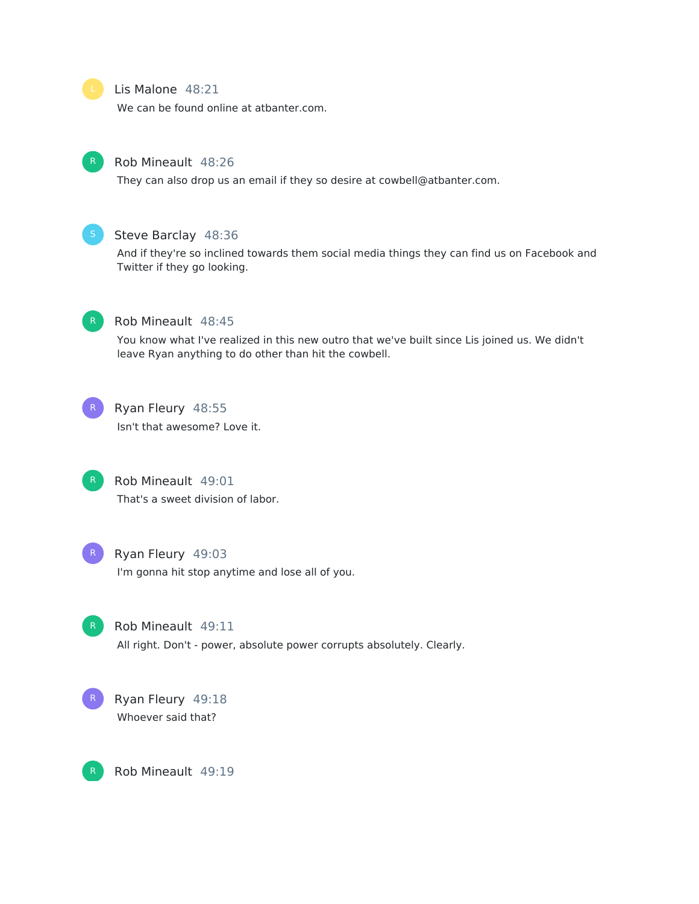Lis Malone 48:21

We can be found online at atbanter.com.

Rob Mineault 48:26

They can also drop us an email if they so desire at cowbell@atbanter.com.

Steve Barclay 48:36

And if they're so inclined towards them social media things they can find us on Facebook and Twitter if they go looking.

Rob Mineault 48:45

You know what I've realized in this new outro that we've built since Lis joined us. We didn't leave Ryan anything to do other than hit the cowbell.

Ryan Fleury 48:55

Isn't that awesome? Love it.

Rob Mineault 49:01

That's a sweet division of labor.

Ryan Fleury 49:03

I'm gonna hit stop anytime and lose all of you.

Rob Mineault 49:11

All right. Don't - power, absolute power corrupts absolutely. Clearly.

Ryan Fleury 49:18

Whoever said that?

Rob Mineault 49:19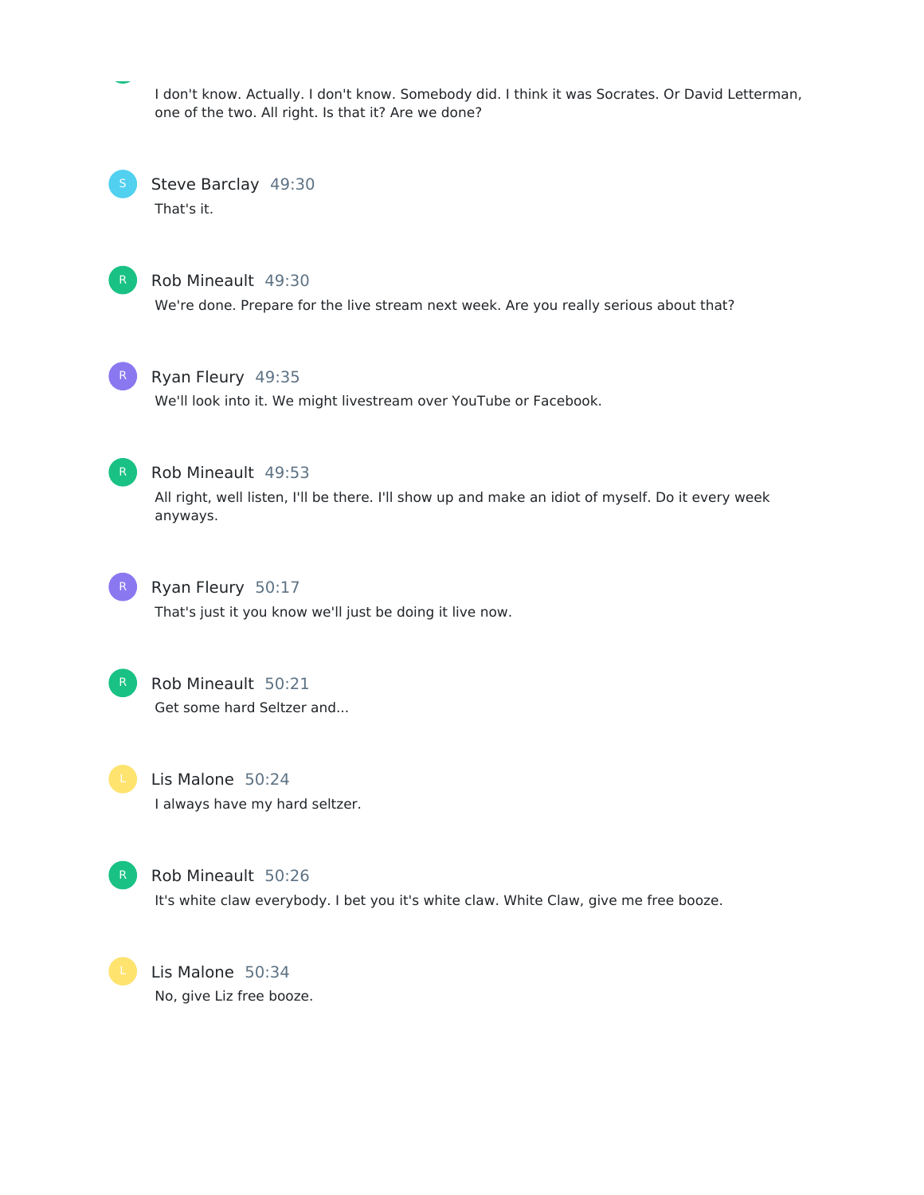I don't know. Actually. I don't know. Somebody did. I think it was Socrates. Or David Letterman, one of the two. All right. Is that it? Are we done?

**Steve Barclay** 49:30

That's it.

**Rob Mineault** 49:30

We're done. Prepare for the live stream next week. Are you really serious about that?

**Ryan Fleury** 49:35

We'll look into it. We might livestream over YouTube or Facebook.

**Rob Mineault** 49:53

All right, well listen, I'll be there. I'll show up and make an idiot of myself. Do it every week anyways.

**Ryan Fleury** 50:17

That's just it you know we'll just be doing it live now.

**Rob Mineault** 50:21

Get some hard Seltzer and...

**Lis Malone** 50:24

I always have my hard seltzer.

**Rob Mineault** 50:26

It's white claw everybody. I bet you it's white claw. White Claw, give me free booze.

**Lis Malone** 50:34

No, give Liz free booze.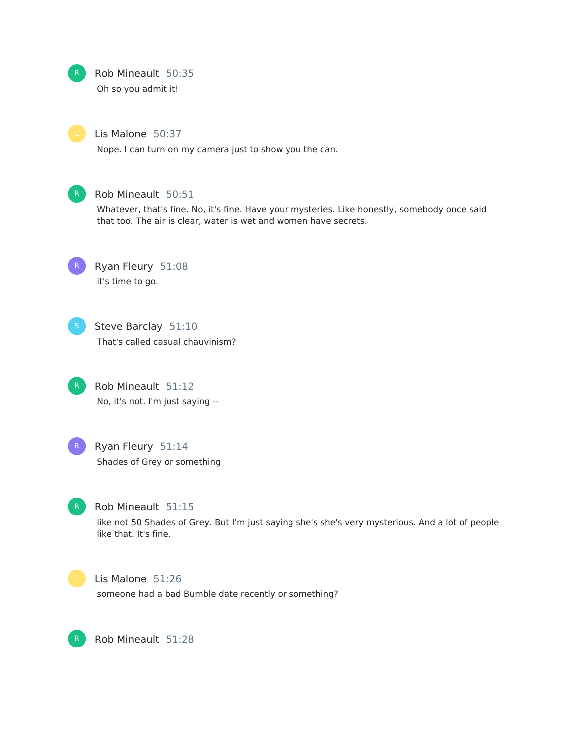**Rob Mineault** 50:35

Oh so you admit it!

**Lis Malone** 50:37

Nope. I can turn on my camera just to show you the can.

**Rob Mineault** 50:51

Whatever, that's fine. No, it's fine. Have your mysteries. Like honestly, somebody once said that too. The air is clear, water is wet and women have secrets.

**Ryan Fleury** 51:08

it's time to go.

**Steve Barclay** 51:10

That's called casual chauvinism?

**Rob Mineault** 51:12

No, it's not. I'm just saying --

**Ryan Fleury** 51:14

Shades of Grey or something

**Rob Mineault** 51:15

like not 50 Shades of Grey. But I'm just saying she's she's very mysterious. And a lot of people like that. It's fine.

**Lis Malone** 51:26

someone had a bad Bumble date recently or something?

**Rob Mineault** 51:28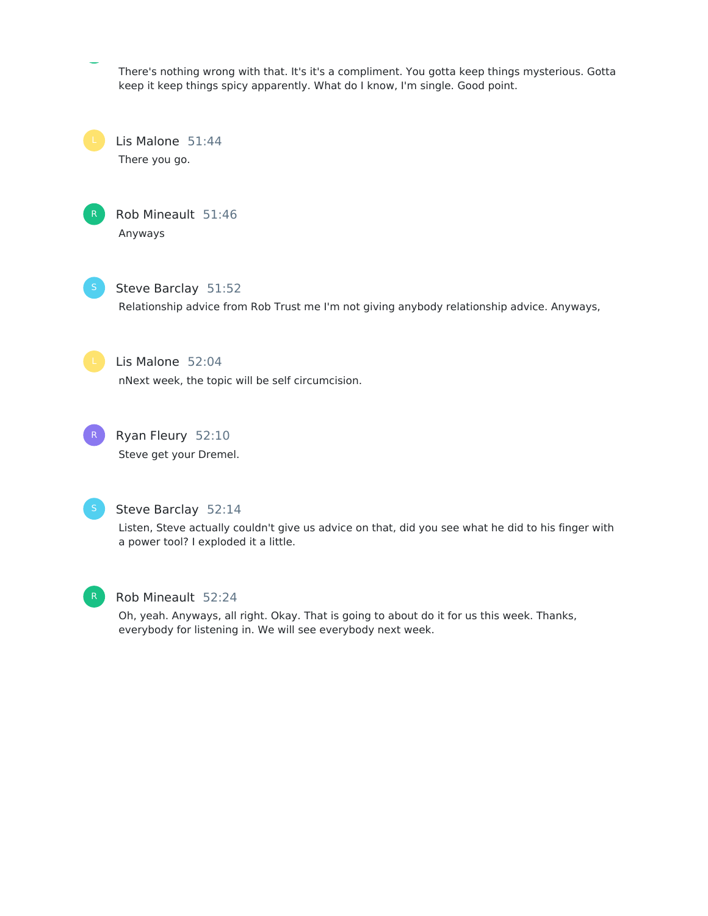There's nothing wrong with that. It's it's a compliment. You gotta keep things mysterious. Gotta keep it keep things spicy apparently. What do I know, I'm single. Good point.

**Lis Malone** 51:44

There you go.

**Rob Mineault** 51:46

Anyways

**Steve Barclay** 51:52

Relationship advice from Rob Trust me I'm not giving anybody relationship advice. Anyways,

**Lis Malone** 52:04

nNext week, the topic will be self circumcision.

**Ryan Fleury** 52:10

Steve get your Dremel.

**Steve Barclay** 52:14

Listen, Steve actually couldn't give us advice on that, did you see what he did to his finger with a power tool? I exploded it a little.

**Rob Mineault** 52:24

Oh, yeah. Anyways, all right. Okay. That is going to about do it for us this week. Thanks, everybody for listening in. We will see everybody next week.